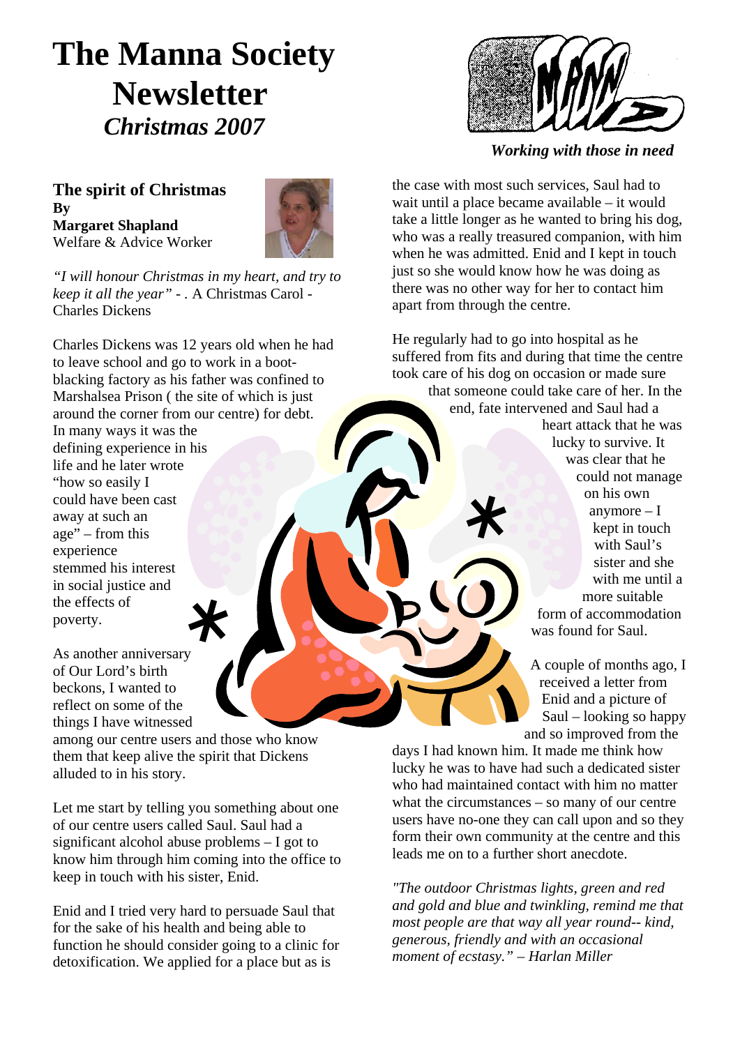# The Manna Society Newsletter

*Christmas 2007*

*Working with those in need*

## The spirit of Christmas

**By**

**Margaret Shapland**

Welfare & Advice Worker

*"I will honour Christmas in my heart, and try to keep it all the year"* - . A Christmas Carol - Charles Dickens

Charles Dickens was 12 years old when he had to leave school and go to work in a boot-blacking factory as his father was confined to Marshalsea Prison ( the site of which is just around the corner from our centre) for debt. In many ways it was the defining experience in his life and he later wrote "how so easily I could have been cast away at such an age" – from this experience stemmed his interest in social justice and the effects of poverty.

As another anniversary of Our Lord's birth beckons, I wanted to reflect on some of the things I have witnessed among our centre users and those who know them that keep alive the spirit that Dickens alluded to in his story.

Let me start by telling you something about one of our centre users called Saul. Saul had a significant alcohol abuse problems – I got to know him through him coming into the office to keep in touch with his sister, Enid.

Enid and I tried very hard to persuade Saul that for the sake of his health and being able to function he should consider going to a clinic for detoxification. We applied for a place but as is the case with most such services, Saul had to wait until a place became available – it would take a little longer as he wanted to bring his dog, who was a really treasured companion, with him when he was admitted. Enid and I kept in touch just so she would know how he was doing as there was no other way for her to contact him apart from through the centre.

He regularly had to go into hospital as he suffered from fits and during that time the centre took care of his dog on occasion or made sure that someone could take care of her. In the end, fate intervened and Saul had a heart attack that he was lucky to survive. It was clear that he could not manage on his own anymore – I kept in touch with Saul's sister and she with me until a more suitable form of accommodation was found for Saul.

A couple of months ago, I received a letter from Enid and a picture of Saul – looking so happy and so improved from the days I had known him. It made me think how lucky he was to have had such a dedicated sister who had maintained contact with him no matter what the circumstances – so many of our centre users have no-one they can call upon and so they form their own community at the centre and this leads me on to a further short anecdote.

*"The outdoor Christmas lights, green and red and gold and blue and twinkling, remind me that most people are that way all year round-- kind, generous, friendly and with an occasional moment of ecstasy." – Harlan Miller*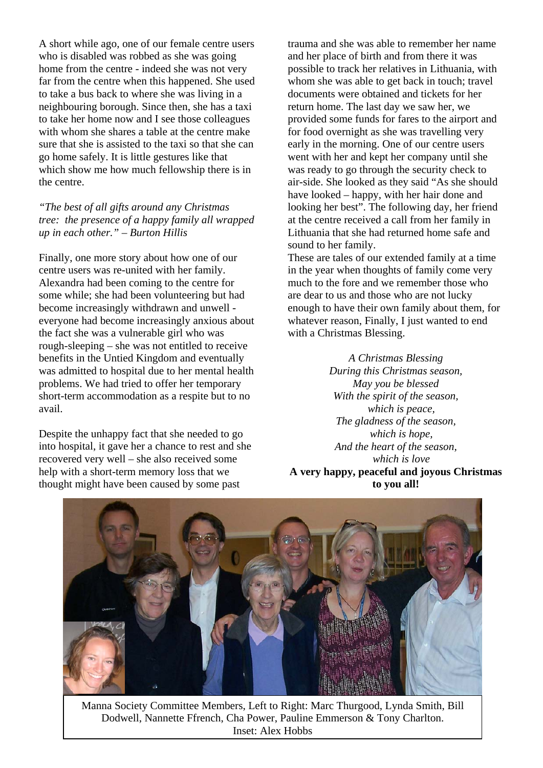A short while ago, one of our female centre users who is disabled was robbed as she was going home from the centre - indeed she was not very far from the centre when this happened. She used to take a bus back to where she was living in a neighbouring borough. Since then, she has a taxi to take her home now and I see those colleagues with whom she shares a table at the centre make sure that she is assisted to the taxi so that she can go home safely. It is little gestures like that which show me how much fellowship there is in the centre.

*"The best of all gifts around any Christmas tree: the presence of a happy family all wrapped up in each other." – Burton Hillis*

Finally, one more story about how one of our centre users was re-united with her family. Alexandra had been coming to the centre for some while; she had been volunteering but had become increasingly withdrawn and unwell - everyone had become increasingly anxious about the fact she was a vulnerable girl who was rough-sleeping – she was not entitled to receive benefits in the Untied Kingdom and eventually was admitted to hospital due to her mental health problems. We had tried to offer her temporary short-term accommodation as a respite but to no avail.

Despite the unhappy fact that she needed to go into hospital, it gave her a chance to rest and she recovered very well – she also received some help with a short-term memory loss that we thought might have been caused by some past trauma and she was able to remember her name and her place of birth and from there it was possible to track her relatives in Lithuania, with whom she was able to get back in touch; travel documents were obtained and tickets for her return home. The last day we saw her, we provided some funds for fares to the airport and for food overnight as she was travelling very early in the morning. One of our centre users went with her and kept her company until she was ready to go through the security check to air-side. She looked as they said "As she should have looked – happy, with her hair done and looking her best". The following day, her friend at the centre received a call from her family in Lithuania that she had returned home safe and sound to her family.

These are tales of our extended family at a time in the year when thoughts of family come very much to the fore and we remember those who are dear to us and those who are not lucky enough to have their own family about them, for whatever reason, Finally, I just wanted to end with a Christmas Blessing.

*A Christmas Blessing*
*During this Christmas season,*
*May you be blessed*
*With the spirit of the season,*
*which is peace,*
*The gladness of the season,*
*which is hope,*
*And the heart of the season,*
*which is love*

**A very happy, peaceful and joyous Christmas to you all!**

Manna Society Committee Members, Left to Right: Marc Thurgood, Lynda Smith, Bill Dodwell, Nannette Ffrench, Cha Power, Pauline Emmerson & Tony Charlton. Inset: Alex Hobbs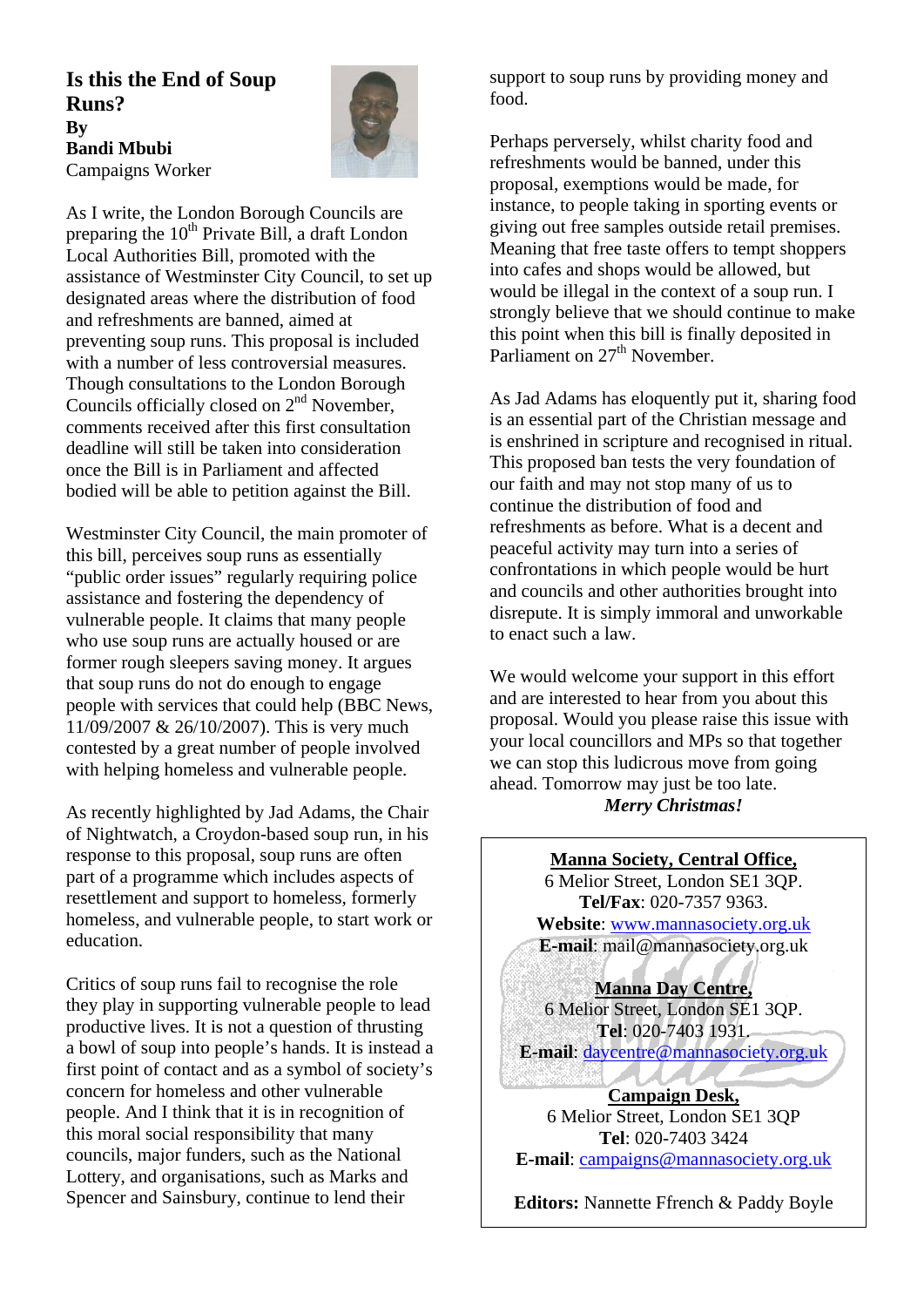## Is this the End of Soup Runs?

**By**
**Bandi Mbubi**
Campaigns Worker

As I write, the London Borough Councils are preparing the 10th Private Bill, a draft London Local Authorities Bill, promoted with the assistance of Westminster City Council, to set up designated areas where the distribution of food and refreshments are banned, aimed at preventing soup runs. This proposal is included with a number of less controversial measures. Though consultations to the London Borough Councils officially closed on 2nd November, comments received after this first consultation deadline will still be taken into consideration once the Bill is in Parliament and affected bodied will be able to petition against the Bill.

Westminster City Council, the main promoter of this bill, perceives soup runs as essentially "public order issues" regularly requiring police assistance and fostering the dependency of vulnerable people. It claims that many people who use soup runs are actually housed or are former rough sleepers saving money. It argues that soup runs do not do enough to engage people with services that could help (BBC News, 11/09/2007 & 26/10/2007). This is very much contested by a great number of people involved with helping homeless and vulnerable people.

As recently highlighted by Jad Adams, the Chair of Nightwatch, a Croydon-based soup run, in his response to this proposal, soup runs are often part of a programme which includes aspects of resettlement and support to homeless, formerly homeless, and vulnerable people, to start work or education.

Critics of soup runs fail to recognise the role they play in supporting vulnerable people to lead productive lives. It is not a question of thrusting a bowl of soup into people's hands. It is instead a first point of contact and as a symbol of society's concern for homeless and other vulnerable people. And I think that it is in recognition of this moral social responsibility that many councils, major funders, such as the National Lottery, and organisations, such as Marks and Spencer and Sainsbury, continue to lend their support to soup runs by providing money and food.

Perhaps perversely, whilst charity food and refreshments would be banned, under this proposal, exemptions would be made, for instance, to people taking in sporting events or giving out free samples outside retail premises. Meaning that free taste offers to tempt shoppers into cafes and shops would be allowed, but would be illegal in the context of a soup run. I strongly believe that we should continue to make this point when this bill is finally deposited in Parliament on 27th November.

As Jad Adams has eloquently put it, sharing food is an essential part of the Christian message and is enshrined in scripture and recognised in ritual. This proposed ban tests the very foundation of our faith and may not stop many of us to continue the distribution of food and refreshments as before. What is a decent and peaceful activity may turn into a series of confrontations in which people would be hurt and councils and other authorities brought into disrepute. It is simply immoral and unworkable to enact such a law.

We would welcome your support in this effort and are interested to hear from you about this proposal. Would you please raise this issue with your local councillors and MPs so that together we can stop this ludicrous move from going ahead. Tomorrow may just be too late.

***Merry Christmas!***

---

**Manna Society, Central Office,**
6 Melior Street, London SE1 3QP.
**Tel/Fax**: 020-7357 9363.
**Website**: www.mannasociety.org.uk
**E-mail**: mail@mannasociety.org.uk

**Manna Day Centre,**
6 Melior Street, London SE1 3QP.
**Tel**: 020-7403 1931.
**E-mail**: daycentre@mannasociety.org.uk

**Campaign Desk,**
6 Melior Street, London SE1 3QP
**Tel**: 020-7403 3424
**E-mail**: campaigns@mannasociety.org.uk

**Editors:** Nannette Ffrench & Paddy Boyle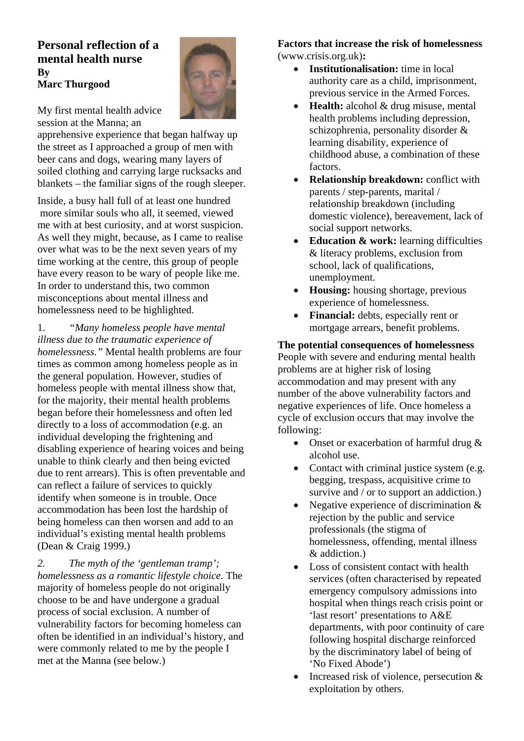# Personal reflection of a mental health nurse

**By**
**Marc Thurgood**

My first mental health advice session at the Manna; an apprehensive experience that began halfway up the street as I approached a group of men with beer cans and dogs, wearing many layers of soiled clothing and carrying large rucksacks and blankets – the familiar signs of the rough sleeper.

Inside, a busy hall full of at least one hundred more similar souls who all, it seemed, viewed me with at best curiosity, and at worst suspicion. As well they might, because, as I came to realise over what was to be the next seven years of my time working at the centre, this group of people have every reason to be wary of people like me. In order to understand this, two common misconceptions about mental illness and homelessness need to be highlighted.

1. *"Many homeless people have mental illness due to the traumatic experience of homelessness."* Mental health problems are four times as common among homeless people as in the general population. However, studies of homeless people with mental illness show that, for the majority, their mental health problems began before their homelessness and often led directly to a loss of accommodation (e.g. an individual developing the frightening and disabling experience of hearing voices and being unable to think clearly and then being evicted due to rent arrears). This is often preventable and can reflect a failure of services to quickly identify when someone is in trouble. Once accommodation has been lost the hardship of being homeless can then worsen and add to an individual's existing mental health problems (Dean & Craig 1999.)

2. *The myth of the 'gentleman tramp'; homelessness as a romantic lifestyle choice.* The majority of homeless people do not originally choose to be and have undergone a gradual process of social exclusion. A number of vulnerability factors for becoming homeless can often be identified in an individual's history, and were commonly related to me by the people I met at the Manna (see below.)

**Factors that increase the risk of homelessness** (www.crisis.org.uk)**:**

- **Institutionalisation:** time in local authority care as a child, imprisonment, previous service in the Armed Forces.
- **Health:** alcohol & drug misuse, mental health problems including depression, schizophrenia, personality disorder & learning disability, experience of childhood abuse, a combination of these factors.
- **Relationship breakdown:** conflict with parents / step-parents, marital / relationship breakdown (including domestic violence), bereavement, lack of social support networks.
- **Education & work:** learning difficulties & literacy problems, exclusion from school, lack of qualifications, unemployment.
- **Housing:** housing shortage, previous experience of homelessness.
- **Financial:** debts, especially rent or mortgage arrears, benefit problems.

**The potential consequences of homelessness**
People with severe and enduring mental health problems are at higher risk of losing accommodation and may present with any number of the above vulnerability factors and negative experiences of life. Once homeless a cycle of exclusion occurs that may involve the following:

- Onset or exacerbation of harmful drug & alcohol use.
- Contact with criminal justice system (e.g. begging, trespass, acquisitive crime to survive and / or to support an addiction.)
- Negative experience of discrimination & rejection by the public and service professionals (the stigma of homelessness, offending, mental illness & addiction.)
- Loss of consistent contact with health services (often characterised by repeated emergency compulsory admissions into hospital when things reach crisis point or 'last resort' presentations to A&E departments, with poor continuity of care following hospital discharge reinforced by the discriminatory label of being of 'No Fixed Abode')
- Increased risk of violence, persecution & exploitation by others.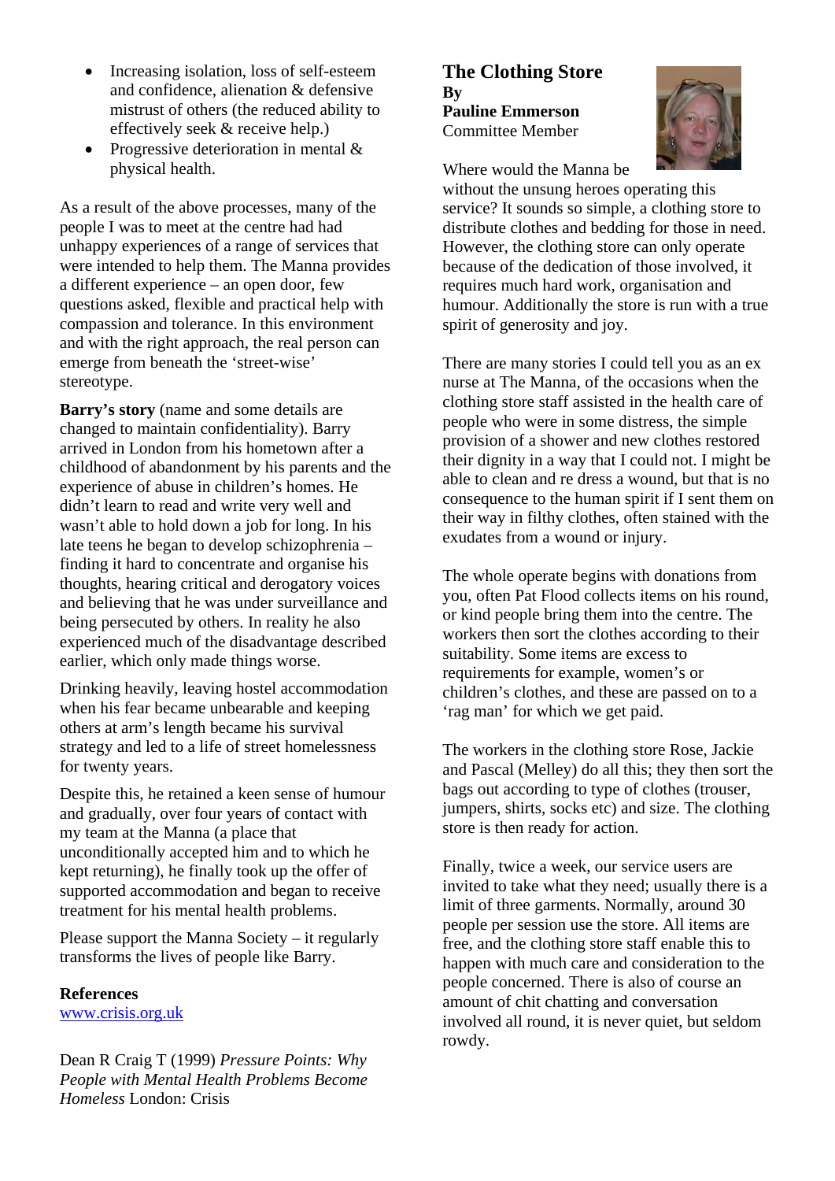- Increasing isolation, loss of self-esteem and confidence, alienation & defensive mistrust of others (the reduced ability to effectively seek & receive help.)
- Progressive deterioration in mental & physical health.

As a result of the above processes, many of the people I was to meet at the centre had had unhappy experiences of a range of services that were intended to help them. The Manna provides a different experience – an open door, few questions asked, flexible and practical help with compassion and tolerance. In this environment and with the right approach, the real person can emerge from beneath the 'street-wise' stereotype.

**Barry's story** (name and some details are changed to maintain confidentiality). Barry arrived in London from his hometown after a childhood of abandonment by his parents and the experience of abuse in children's homes. He didn't learn to read and write very well and wasn't able to hold down a job for long. In his late teens he began to develop schizophrenia – finding it hard to concentrate and organise his thoughts, hearing critical and derogatory voices and believing that he was under surveillance and being persecuted by others. In reality he also experienced much of the disadvantage described earlier, which only made things worse.

Drinking heavily, leaving hostel accommodation when his fear became unbearable and keeping others at arm's length became his survival strategy and led to a life of street homelessness for twenty years.

Despite this, he retained a keen sense of humour and gradually, over four years of contact with my team at the Manna (a place that unconditionally accepted him and to which he kept returning), he finally took up the offer of supported accommodation and began to receive treatment for his mental health problems.

Please support the Manna Society – it regularly transforms the lives of people like Barry.

**References**

www.crisis.org.uk

Dean R Craig T (1999) *Pressure Points: Why People with Mental Health Problems Become Homeless* London: Crisis

## The Clothing Store

**By**
**Pauline Emmerson**
Committee Member

Where would the Manna be without the unsung heroes operating this service? It sounds so simple, a clothing store to distribute clothes and bedding for those in need. However, the clothing store can only operate because of the dedication of those involved, it requires much hard work, organisation and humour. Additionally the store is run with a true spirit of generosity and joy.

There are many stories I could tell you as an ex nurse at The Manna, of the occasions when the clothing store staff assisted in the health care of people who were in some distress, the simple provision of a shower and new clothes restored their dignity in a way that I could not. I might be able to clean and re dress a wound, but that is no consequence to the human spirit if I sent them on their way in filthy clothes, often stained with the exudates from a wound or injury.

The whole operate begins with donations from you, often Pat Flood collects items on his round, or kind people bring them into the centre. The workers then sort the clothes according to their suitability. Some items are excess to requirements for example, women's or children's clothes, and these are passed on to a 'rag man' for which we get paid.

The workers in the clothing store Rose, Jackie and Pascal (Melley) do all this; they then sort the bags out according to type of clothes (trouser, jumpers, shirts, socks etc) and size. The clothing store is then ready for action.

Finally, twice a week, our service users are invited to take what they need; usually there is a limit of three garments. Normally, around 30 people per session use the store. All items are free, and the clothing store staff enable this to happen with much care and consideration to the people concerned. There is also of course an amount of chit chatting and conversation involved all round, it is never quiet, but seldom rowdy.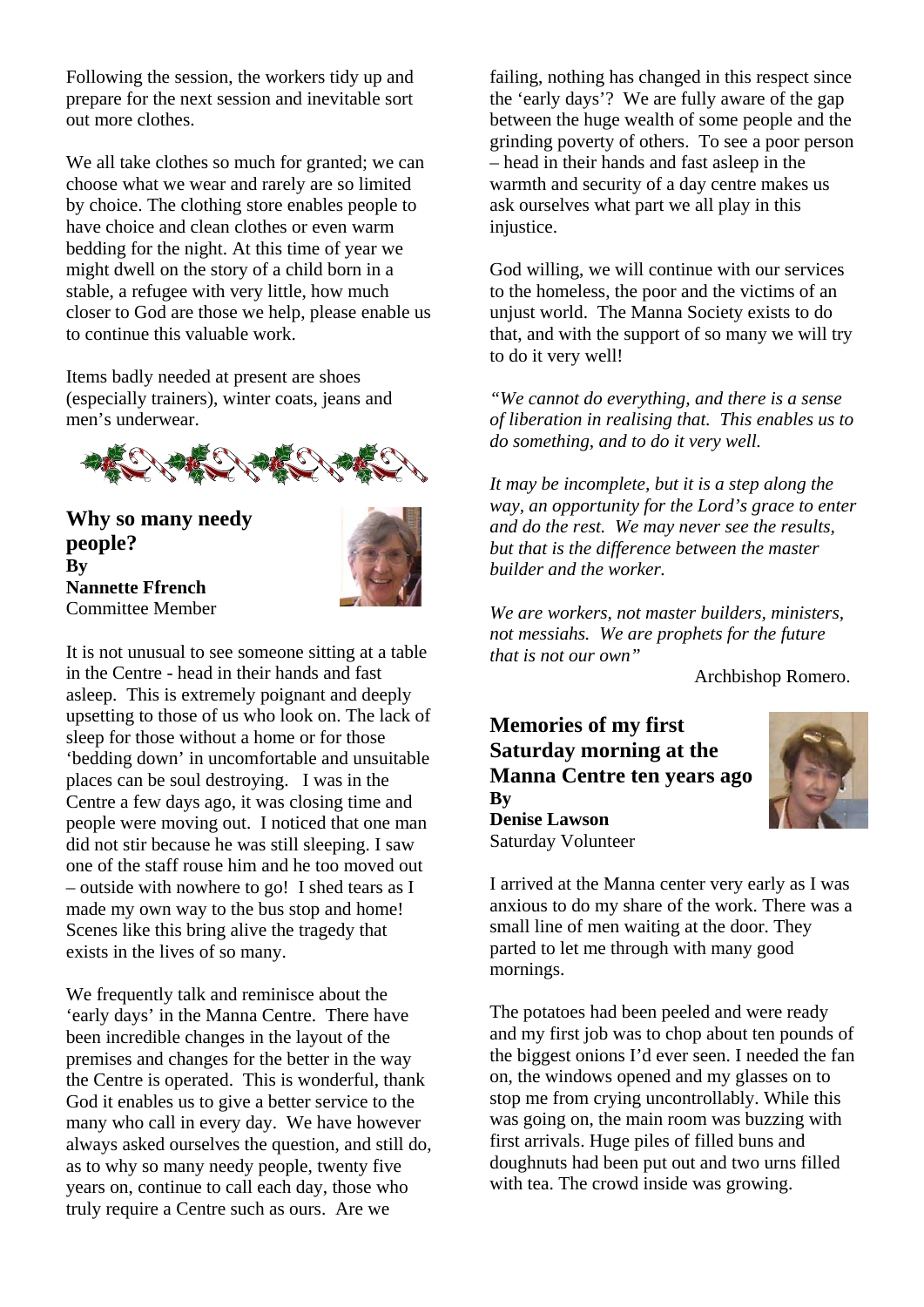Following the session, the workers tidy up and prepare for the next session and inevitable sort out more clothes.

We all take clothes so much for granted; we can choose what we wear and rarely are so limited by choice. The clothing store enables people to have choice and clean clothes or even warm bedding for the night. At this time of year we might dwell on the story of a child born in a stable, a refugee with very little, how much closer to God are those we help, please enable us to continue this valuable work.

Items badly needed at present are shoes (especially trainers), winter coats, jeans and men's underwear.

## Why so many needy people?

**By**
**Nannette Ffrench**
Committee Member

It is not unusual to see someone sitting at a table in the Centre - head in their hands and fast asleep. This is extremely poignant and deeply upsetting to those of us who look on. The lack of sleep for those without a home or for those 'bedding down' in uncomfortable and unsuitable places can be soul destroying. I was in the Centre a few days ago, it was closing time and people were moving out. I noticed that one man did not stir because he was still sleeping. I saw one of the staff rouse him and he too moved out – outside with nowhere to go! I shed tears as I made my own way to the bus stop and home! Scenes like this bring alive the tragedy that exists in the lives of so many.

We frequently talk and reminisce about the 'early days' in the Manna Centre. There have been incredible changes in the layout of the premises and changes for the better in the way the Centre is operated. This is wonderful, thank God it enables us to give a better service to the many who call in every day. We have however always asked ourselves the question, and still do, as to why so many needy people, twenty five years on, continue to call each day, those who truly require a Centre such as ours. Are we failing, nothing has changed in this respect since the 'early days'? We are fully aware of the gap between the huge wealth of some people and the grinding poverty of others. To see a poor person – head in their hands and fast asleep in the warmth and security of a day centre makes us ask ourselves what part we all play in this injustice.

God willing, we will continue with our services to the homeless, the poor and the victims of an unjust world. The Manna Society exists to do that, and with the support of so many we will try to do it very well!

*"We cannot do everything, and there is a sense of liberation in realising that. This enables us to do something, and to do it very well.*

*It may be incomplete, but it is a step along the way, an opportunity for the Lord's grace to enter and do the rest. We may never see the results, but that is the difference between the master builder and the worker.*

*We are workers, not master builders, ministers, not messiahs. We are prophets for the future that is not our own"*

Archbishop Romero.

## Memories of my first Saturday morning at the Manna Centre ten years ago

**By**
**Denise Lawson**
Saturday Volunteer

I arrived at the Manna center very early as I was anxious to do my share of the work. There was a small line of men waiting at the door. They parted to let me through with many good mornings.

The potatoes had been peeled and were ready and my first job was to chop about ten pounds of the biggest onions I'd ever seen. I needed the fan on, the windows opened and my glasses on to stop me from crying uncontrollably. While this was going on, the main room was buzzing with first arrivals. Huge piles of filled buns and doughnuts had been put out and two urns filled with tea. The crowd inside was growing.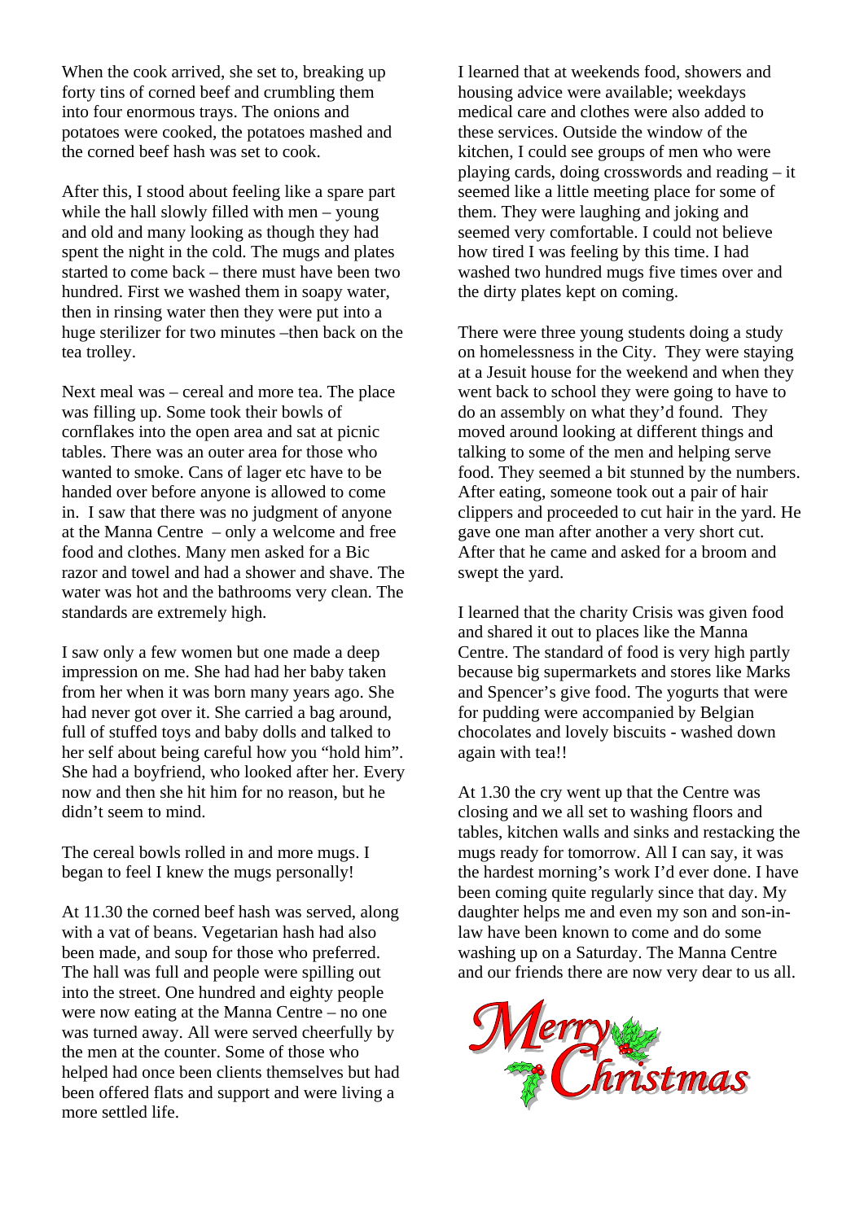When the cook arrived, she set to, breaking up forty tins of corned beef and crumbling them into four enormous trays. The onions and potatoes were cooked, the potatoes mashed and the corned beef hash was set to cook.

After this, I stood about feeling like a spare part while the hall slowly filled with men – young and old and many looking as though they had spent the night in the cold. The mugs and plates started to come back – there must have been two hundred. First we washed them in soapy water, then in rinsing water then they were put into a huge sterilizer for two minutes –then back on the tea trolley.

Next meal was – cereal and more tea. The place was filling up. Some took their bowls of cornflakes into the open area and sat at picnic tables. There was an outer area for those who wanted to smoke. Cans of lager etc have to be handed over before anyone is allowed to come in. I saw that there was no judgment of anyone at the Manna Centre – only a welcome and free food and clothes. Many men asked for a Bic razor and towel and had a shower and shave. The water was hot and the bathrooms very clean. The standards are extremely high.

I saw only a few women but one made a deep impression on me. She had had her baby taken from her when it was born many years ago. She had never got over it. She carried a bag around, full of stuffed toys and baby dolls and talked to her self about being careful how you "hold him". She had a boyfriend, who looked after her. Every now and then she hit him for no reason, but he didn't seem to mind.

The cereal bowls rolled in and more mugs. I began to feel I knew the mugs personally!

At 11.30 the corned beef hash was served, along with a vat of beans. Vegetarian hash had also been made, and soup for those who preferred. The hall was full and people were spilling out into the street. One hundred and eighty people were now eating at the Manna Centre – no one was turned away. All were served cheerfully by the men at the counter. Some of those who helped had once been clients themselves but had been offered flats and support and were living a more settled life.

I learned that at weekends food, showers and housing advice were available; weekdays medical care and clothes were also added to these services. Outside the window of the kitchen, I could see groups of men who were playing cards, doing crosswords and reading – it seemed like a little meeting place for some of them. They were laughing and joking and seemed very comfortable. I could not believe how tired I was feeling by this time. I had washed two hundred mugs five times over and the dirty plates kept on coming.

There were three young students doing a study on homelessness in the City. They were staying at a Jesuit house for the weekend and when they went back to school they were going to have to do an assembly on what they'd found. They moved around looking at different things and talking to some of the men and helping serve food. They seemed a bit stunned by the numbers. After eating, someone took out a pair of hair clippers and proceeded to cut hair in the yard. He gave one man after another a very short cut. After that he came and asked for a broom and swept the yard.

I learned that the charity Crisis was given food and shared it out to places like the Manna Centre. The standard of food is very high partly because big supermarkets and stores like Marks and Spencer's give food. The yogurts that were for pudding were accompanied by Belgian chocolates and lovely biscuits - washed down again with tea!!

At 1.30 the cry went up that the Centre was closing and we all set to washing floors and tables, kitchen walls and sinks and restacking the mugs ready for tomorrow. All I can say, it was the hardest morning's work I'd ever done. I have been coming quite regularly since that day. My daughter helps me and even my son and son-in-law have been known to come and do some washing up on a Saturday. The Manna Centre and our friends there are now very dear to us all.

Merry Christmas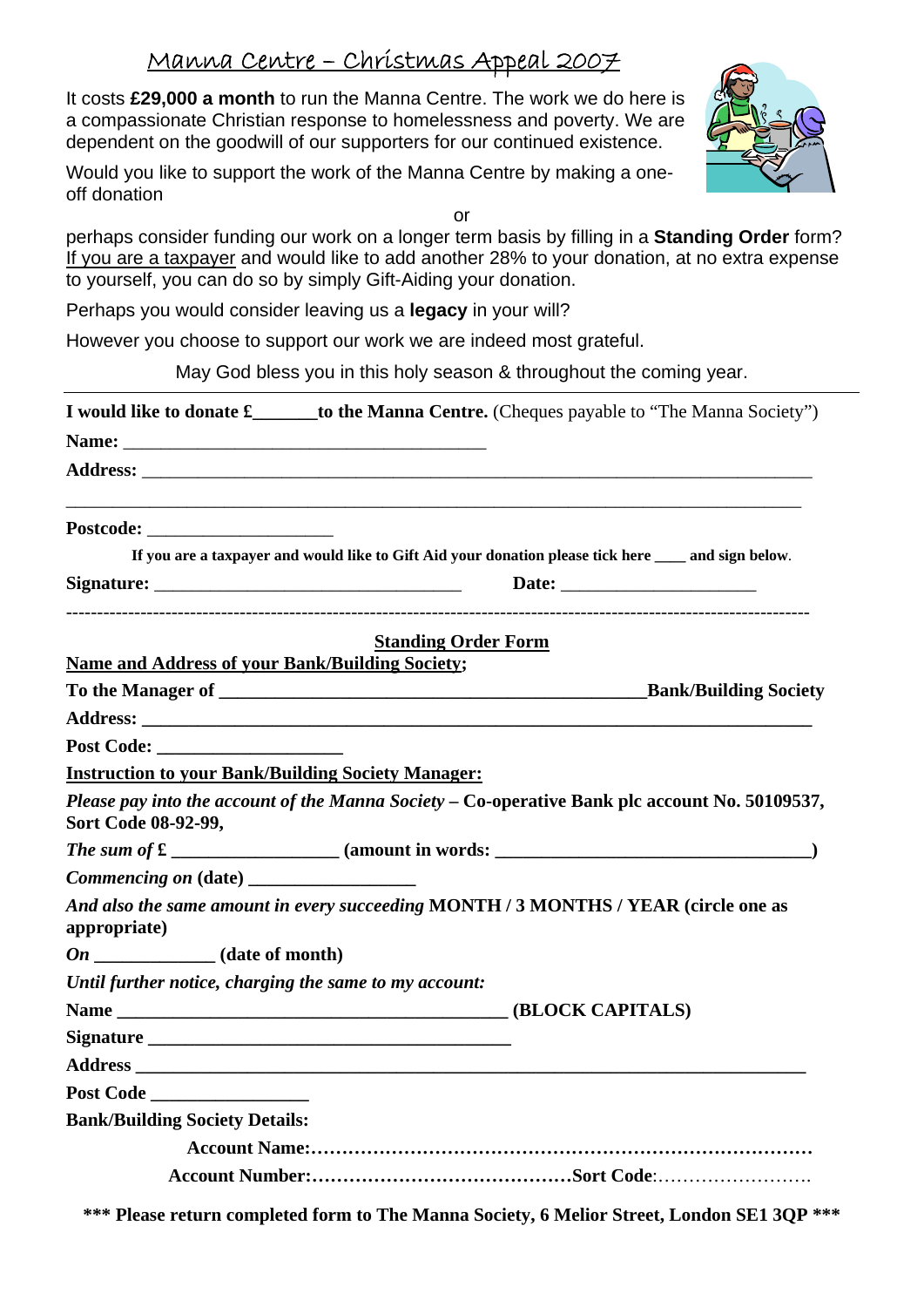# Manna Centre – Christmas Appeal 2007

It costs **£29,000 a month** to run the Manna Centre. The work we do here is a compassionate Christian response to homelessness and poverty. We are dependent on the goodwill of our supporters for our continued existence.

Would you like to support the work of the Manna Centre by making a one-off donation

or

perhaps consider funding our work on a longer term basis by filling in a **Standing Order** form? If you are a taxpayer and would like to add another 28% to your donation, at no extra expense to yourself, you can do so by simply Gift-Aiding your donation.

Perhaps you would consider leaving us a **legacy** in your will?

However you choose to support our work we are indeed most grateful.

May God bless you in this holy season & throughout the coming year.

---

**I would like to donate £\_\_\_\_\_\_\_to the Manna Centre.** (Cheques payable to "The Manna Society")

**Name:** \_\_\_\_\_\_\_\_\_\_\_\_\_\_\_\_\_\_\_\_\_\_\_\_\_\_\_\_\_\_\_\_\_\_\_\_\_\_\_\_

**Address:** \_\_\_\_\_\_\_\_\_\_\_\_\_\_\_\_\_\_\_\_\_\_\_\_\_\_\_\_\_\_\_\_\_\_\_\_\_\_\_\_\_\_\_\_\_\_\_\_\_\_\_\_\_\_\_\_\_\_\_\_\_\_\_\_\_\_\_\_\_\_\_\_

\_\_\_\_\_\_\_\_\_\_\_\_\_\_\_\_\_\_\_\_\_\_\_\_\_\_\_\_\_\_\_\_\_\_\_\_\_\_\_\_\_\_\_\_\_\_\_\_\_\_\_\_\_\_\_\_\_\_\_\_\_\_\_\_\_\_\_\_\_\_\_\_\_\_\_\_\_\_\_\_\_\_\_

**Postcode:** \_\_\_\_\_\_\_\_\_\_\_\_\_\_\_\_\_\_\_\_

**If you are a taxpayer and would like to Gift Aid your donation please tick here \_\_\_\_ and sign below.**

**Signature:** \_\_\_\_\_\_\_\_\_\_\_\_\_\_\_\_\_\_\_\_\_\_\_\_\_\_\_\_\_\_\_\_\_\_ **Date:** \_\_\_\_\_\_\_\_\_\_\_\_\_\_\_\_\_\_\_\_\_\_

---

## Standing Order Form

**Name and Address of your Bank/Building Society;**

**To the Manager of** \_\_\_\_\_\_\_\_\_\_\_\_\_\_\_\_\_\_\_\_\_\_\_\_\_\_\_\_\_\_\_\_\_\_\_\_\_\_\_\_\_\_\_\_\_\_\_\_**Bank/Building Society**

**Address:** \_\_\_\_\_\_\_\_\_\_\_\_\_\_\_\_\_\_\_\_\_\_\_\_\_\_\_\_\_\_\_\_\_\_\_\_\_\_\_\_\_\_\_\_\_\_\_\_\_\_\_\_\_\_\_\_\_\_\_\_\_\_\_\_\_\_\_\_\_\_\_\_\_

**Post Code:** \_\_\_\_\_\_\_\_\_\_\_\_\_\_\_\_\_\_\_\_

**Instruction to your Bank/Building Society Manager:**

***Please pay into the account of the Manna Society*** **– Co-operative Bank plc account No. 50109537, Sort Code 08-92-99,**

***The sum of* £** \_\_\_\_\_\_\_\_\_\_\_\_\_\_\_\_\_\_ **(amount in words:** \_\_\_\_\_\_\_\_\_\_\_\_\_\_\_\_\_\_\_\_\_\_\_\_\_\_\_\_\_\_\_\_\_\_\_\_**)**

***Commencing on*** **(date)** \_\_\_\_\_\_\_\_\_\_\_\_\_\_\_\_\_\_

***And also the same amount in every succeeding*** **MONTH / 3 MONTHS / YEAR (circle one as appropriate)**

***On*** \_\_\_\_\_\_\_\_\_\_\_\_\_ **(date of month)**

***Until further notice, charging the same to my account:***

**Name** \_\_\_\_\_\_\_\_\_\_\_\_\_\_\_\_\_\_\_\_\_\_\_\_\_\_\_\_\_\_\_\_\_\_\_\_\_\_\_\_\_\_\_\_ **(BLOCK CAPITALS)**

**Signature** \_\_\_\_\_\_\_\_\_\_\_\_\_\_\_\_\_\_\_\_\_\_\_\_\_\_\_\_\_\_\_\_\_\_\_\_\_\_\_\_\_

**Address** \_\_\_\_\_\_\_\_\_\_\_\_\_\_\_\_\_\_\_\_\_\_\_\_\_\_\_\_\_\_\_\_\_\_\_\_\_\_\_\_\_\_\_\_\_\_\_\_\_\_\_\_\_\_\_\_\_\_\_\_\_\_\_\_\_\_\_\_\_\_\_\_\_\_

**Post Code** \_\_\_\_\_\_\_\_\_\_\_\_\_\_\_\_\_\_

**Bank/Building Society Details:**

**Account Name:**……………………………………………………………………

**Account Number:**……………………………………**Sort Code**:…………………….

**\*\*\* Please return completed form to The Manna Society, 6 Melior Street, London SE1 3QP \*\*\***